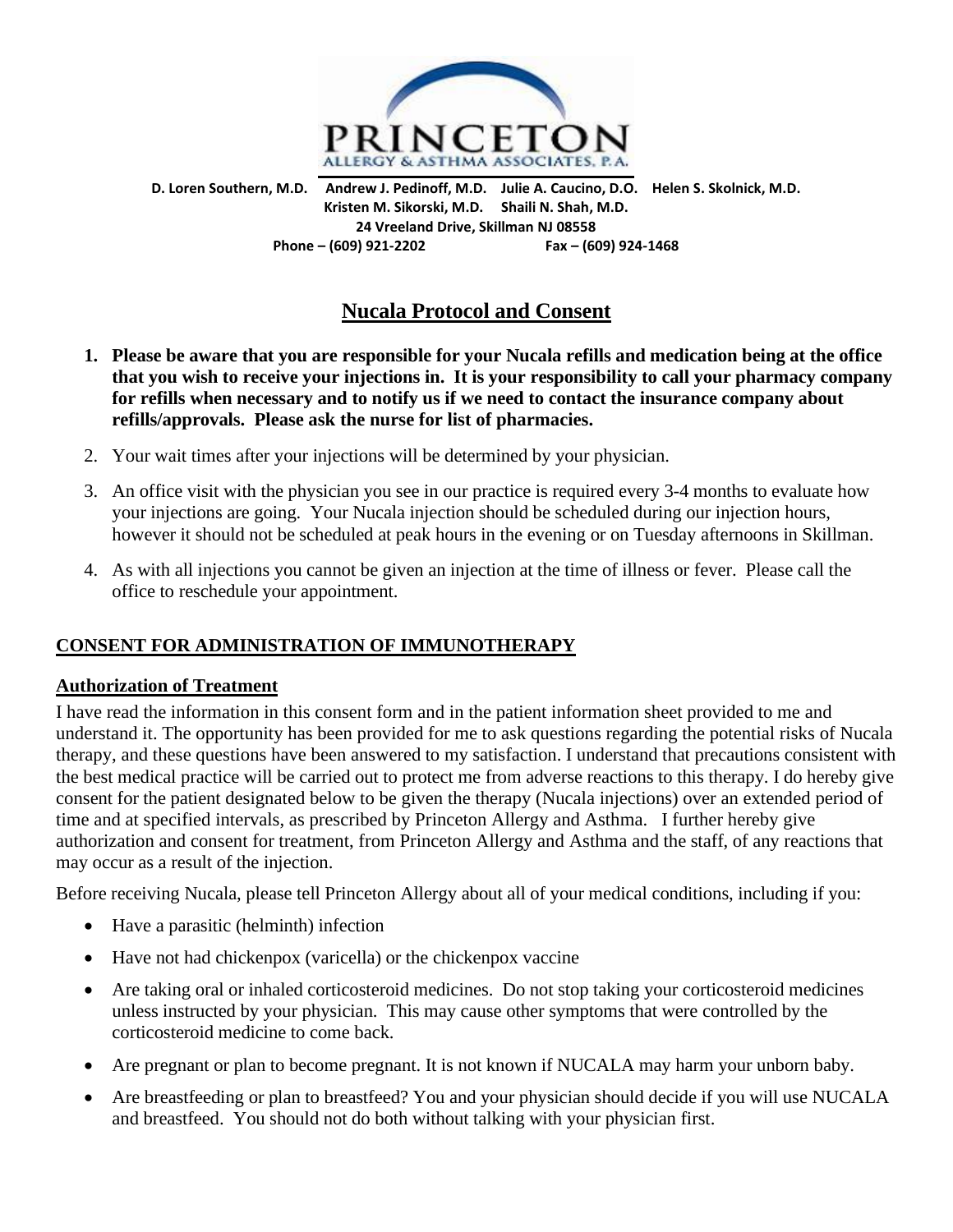# PRINCETON

ALLERGY & ASTHMA ASSOCIATES, P.A.

**D. Loren Southern, M.D. Andrew J. Pedinoff, M.D. Julie A. Caucino, D.O. Helen S. Skolnick, M.D.**
**Kristen M. Sikorski, M.D. Shaili N. Shah, M.D.**
**24 Vreeland Drive, Skillman NJ 08558**
**Phone – (609) 921-2202 Fax – (609) 924-1468**

## Nucala Protocol and Consent

1. **Please be aware that you are responsible for your Nucala refills and medication being at the office that you wish to receive your injections in. It is your responsibility to call your pharmacy company for refills when necessary and to notify us if we need to contact the insurance company about refills/approvals. Please ask the nurse for list of pharmacies.**
2. Your wait times after your injections will be determined by your physician.
3. An office visit with the physician you see in our practice is required every 3-4 months to evaluate how your injections are going. Your Nucala injection should be scheduled during our injection hours, however it should not be scheduled at peak hours in the evening or on Tuesday afternoons in Skillman.
4. As with all injections you cannot be given an injection at the time of illness or fever. Please call the office to reschedule your appointment.

### CONSENT FOR ADMINISTRATION OF IMMUNOTHERAPY

**Authorization of Treatment**

I have read the information in this consent form and in the patient information sheet provided to me and understand it. The opportunity has been provided for me to ask questions regarding the potential risks of Nucala therapy, and these questions have been answered to my satisfaction. I understand that precautions consistent with the best medical practice will be carried out to protect me from adverse reactions to this therapy. I do hereby give consent for the patient designated below to be given the therapy (Nucala injections) over an extended period of time and at specified intervals, as prescribed by Princeton Allergy and Asthma. I further hereby give authorization and consent for treatment, from Princeton Allergy and Asthma and the staff, of any reactions that may occur as a result of the injection.

Before receiving Nucala, please tell Princeton Allergy about all of your medical conditions, including if you:

- Have a parasitic (helminth) infection
- Have not had chickenpox (varicella) or the chickenpox vaccine
- Are taking oral or inhaled corticosteroid medicines. Do not stop taking your corticosteroid medicines unless instructed by your physician. This may cause other symptoms that were controlled by the corticosteroid medicine to come back.
- Are pregnant or plan to become pregnant. It is not known if NUCALA may harm your unborn baby.
- Are breastfeeding or plan to breastfeed? You and your physician should decide if you will use NUCALA and breastfeed. You should not do both without talking with your physician first.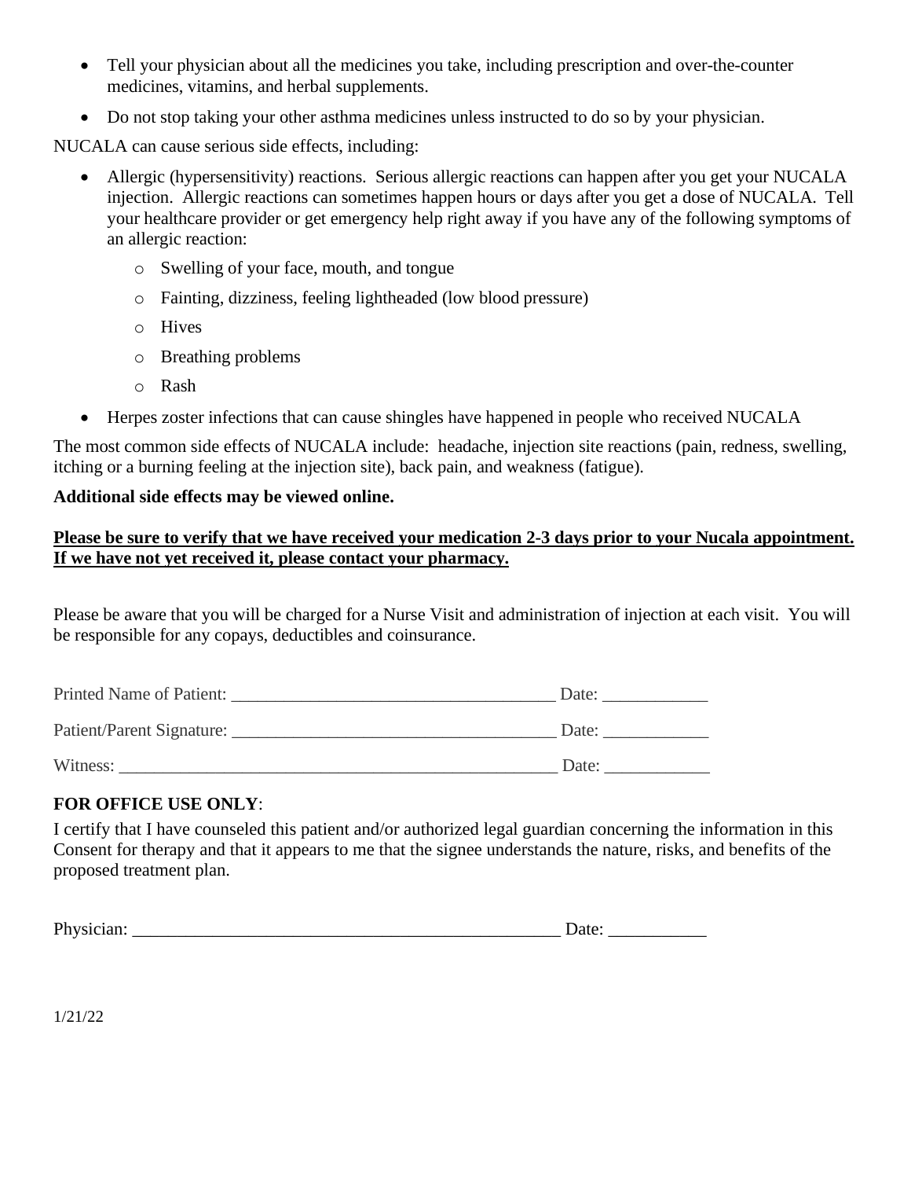- Tell your physician about all the medicines you take, including prescription and over-the-counter medicines, vitamins, and herbal supplements.
- Do not stop taking your other asthma medicines unless instructed to do so by your physician.

NUCALA can cause serious side effects, including:

- Allergic (hypersensitivity) reactions. Serious allergic reactions can happen after you get your NUCALA injection. Allergic reactions can sometimes happen hours or days after you get a dose of NUCALA. Tell your healthcare provider or get emergency help right away if you have any of the following symptoms of an allergic reaction:
  - Swelling of your face, mouth, and tongue
  - Fainting, dizziness, feeling lightheaded (low blood pressure)
  - Hives
  - Breathing problems
  - Rash
- Herpes zoster infections that can cause shingles have happened in people who received NUCALA

The most common side effects of NUCALA include: headache, injection site reactions (pain, redness, swelling, itching or a burning feeling at the injection site), back pain, and weakness (fatigue).

**Additional side effects may be viewed online.**

**<u>Please be sure to verify that we have received your medication 2-3 days prior to your Nucala appointment. If we have not yet received it, please contact your pharmacy.</u>**

Please be aware that you will be charged for a Nurse Visit and administration of injection at each visit. You will be responsible for any copays, deductibles and coinsurance.

Printed Name of Patient: _____________________________________ Date: ____________

Patient/Parent Signature: _____________________________________ Date: ____________

Witness: ____________________________________________________ Date: ____________

**FOR OFFICE USE ONLY**:

I certify that I have counseled this patient and/or authorized legal guardian concerning the information in this Consent for therapy and that it appears to me that the signee understands the nature, risks, and benefits of the proposed treatment plan.

Physician: __________________________________________________ Date: ___________

1/21/22